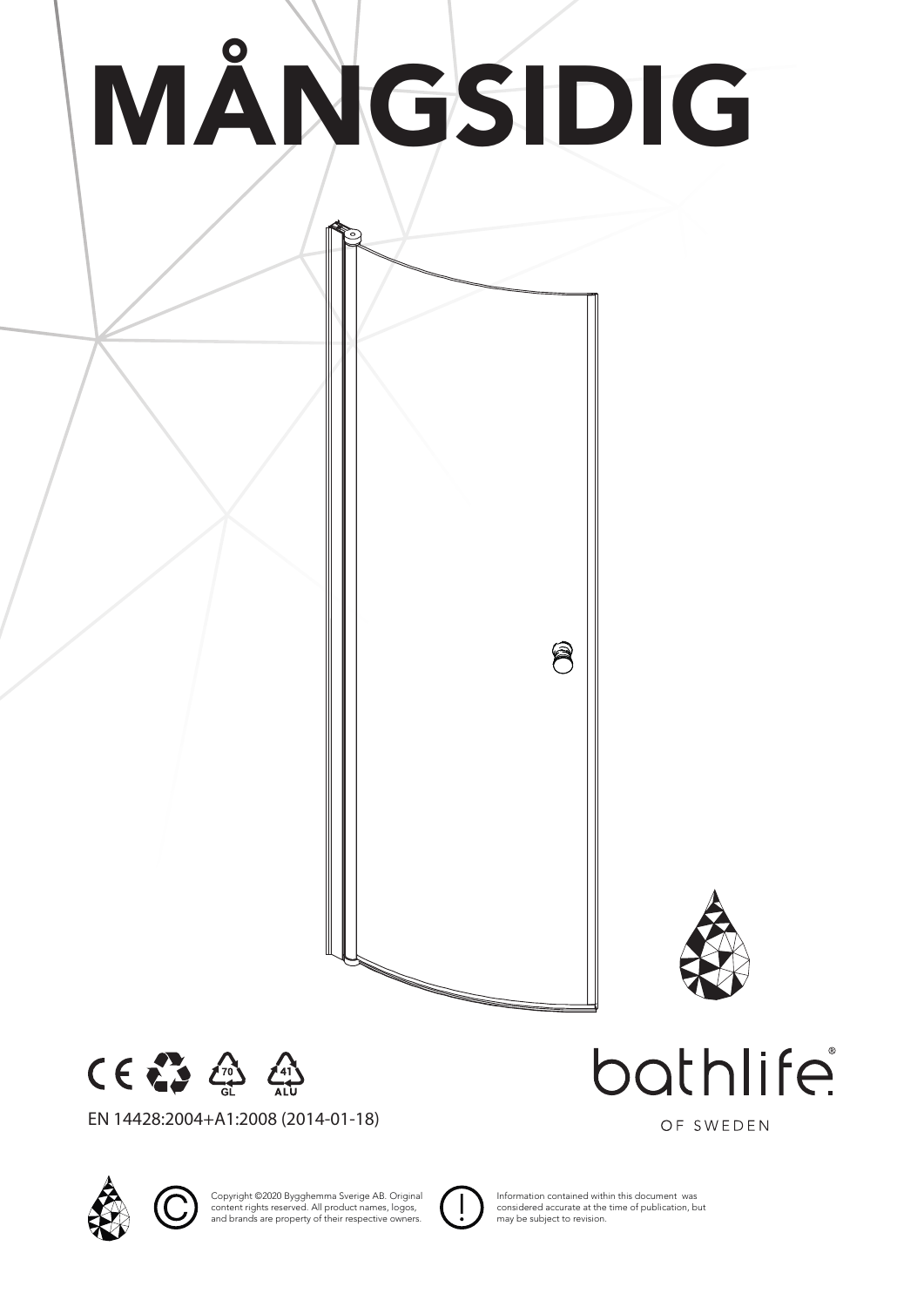# MÅNGSIDIG

EN 14428:2004+A1:2008 (2014-01-18)

bathlife®

OF SWEDEN

Copyright ©2020 Bygghemma Sverige AB. Original content rights reserved. All product names, logos, and brands are property of their respective owners.

Information contained within this document was considered accurate at the time of publication, but may be subject to revision.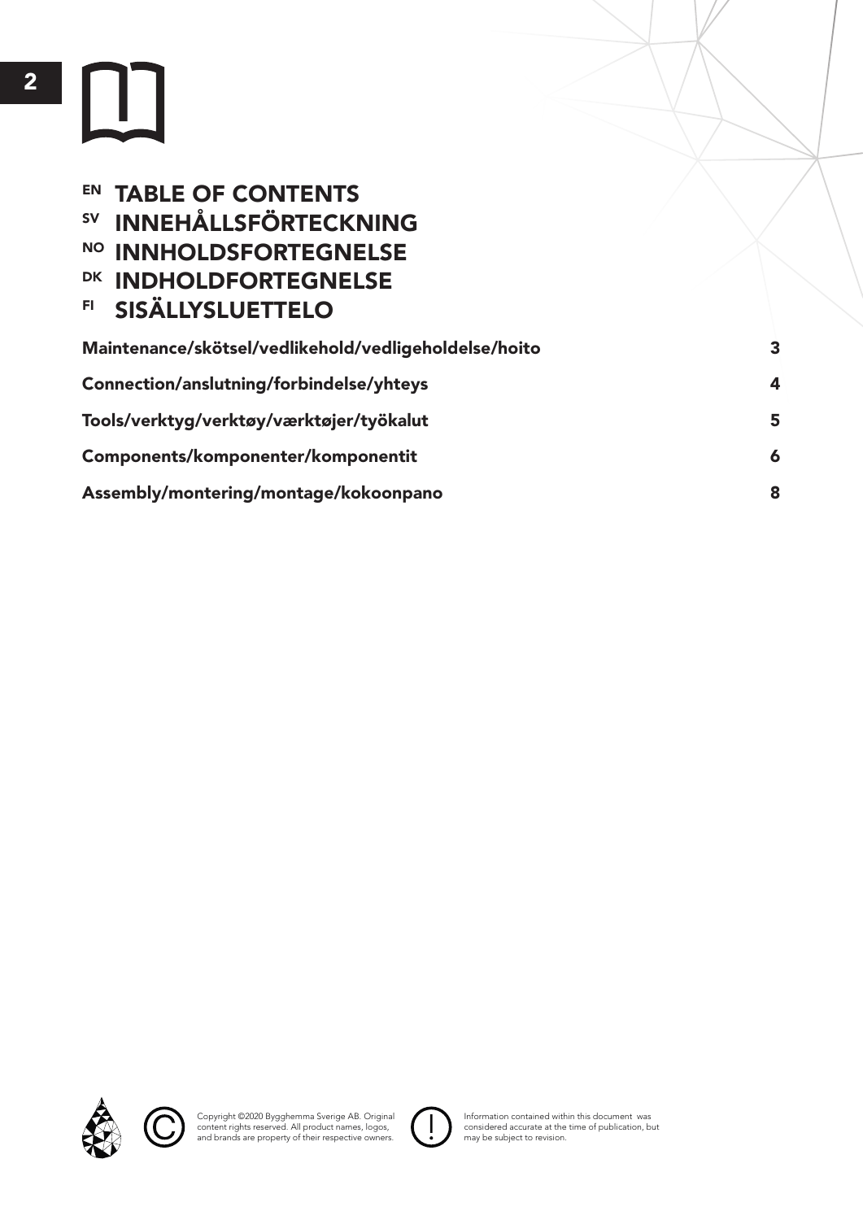# EN TABLE OF CONTENTS
# SV INNEHÅLLSFÖRTECKNING
# NO INNHOLDSFORTEGNELSE
# DK INDHOLDFORTEGNELSE
# FI SISÄLLYSLUETTELO

| | |
|---|---|
| **Maintenance/skötsel/vedlikehold/vedligeholdelse/hoito** | **3** |
| **Connection/anslutning/forbindelse/yhteys** | **4** |
| **Tools/verktyg/verktøy/værktøjer/työkalut** | **5** |
| **Components/komponenter/komponentit** | **6** |
| **Assembly/montering/montage/kokoonpano** | **8** |

Copyright ©2020 Bygghemma Sverige AB. Original content rights reserved. All product names, logos, and brands are property of their respective owners.

Information contained within this document was considered accurate at the time of publication, but may be subject to revision.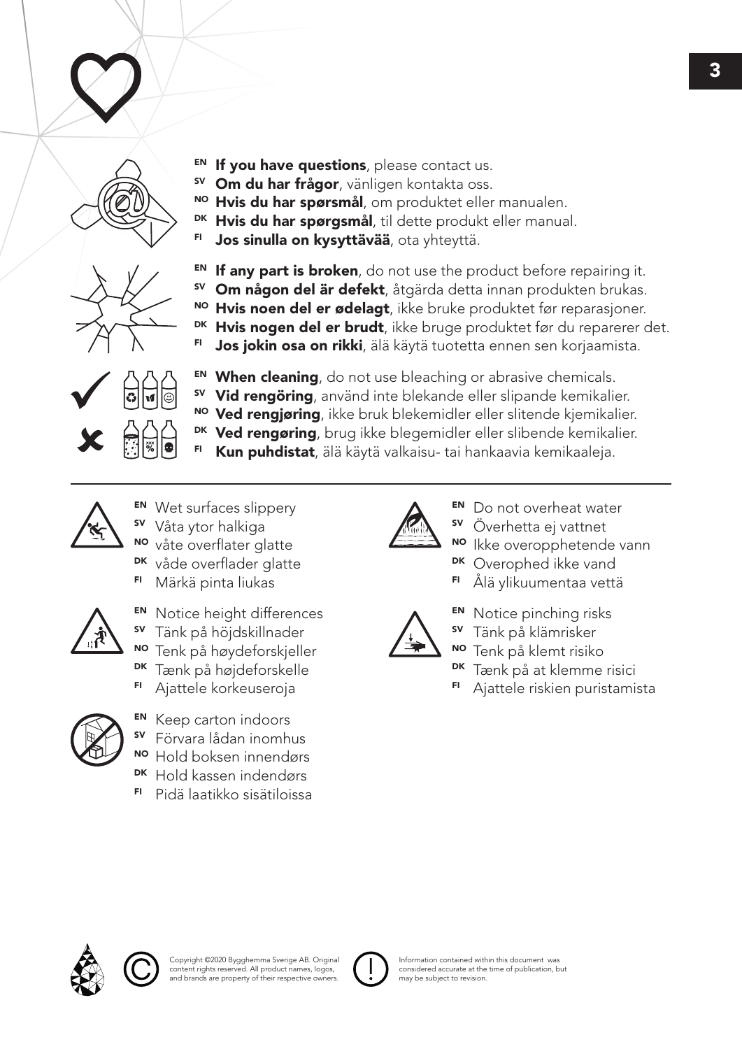EN **If you have questions**, please contact us.
SV **Om du har frågor**, vänligen kontakta oss.
NO **Hvis du har spørsmål**, om produktet eller manualen.
DK **Hvis du har spørgsmål**, til dette produkt eller manual.
FI **Jos sinulla on kysyttävää**, ota yhteyttä.

EN **If any part is broken**, do not use the product before repairing it.
SV **Om någon del är defekt**, åtgärda detta innan produkten brukas.
NO **Hvis noen del er ødelagt**, ikke bruke produktet før reparasjoner.
DK **Hvis nogen del er brudt**, ikke bruge produktet før du reparerer det.
FI **Jos jokin osa on rikki**, älä käytä tuotetta ennen sen korjaamista.

EN **When cleaning**, do not use bleaching or abrasive chemicals.
SV **Vid rengöring**, använd inte blekande eller slipande kemikalier.
NO **Ved rengjøring**, ikke bruk blekemidler eller slitende kjemikalier.
DK **Ved rengøring**, brug ikke blegemidler eller slibende kemikalier.
FI **Kun puhdistat**, älä käytä valkaisu- tai hankaavia kemikaaleja.

---

EN Wet surfaces slippery
SV Våta ytor halkiga
NO våte overflater glatte
DK våde overflader glatte
FI Märkä pinta liukas

EN Notice height differences
SV Tänk på höjdskillnader
NO Tenk på høydeforskjeller
DK Tænk på højdeforskelle
FI Ajattele korkeuseroja

EN Keep carton indoors
SV Förvara lådan inomhus
NO Hold boksen innendørs
DK Hold kassen indendørs
FI Pidä laatikko sisätiloissa

EN Do not overheat water
SV Överhetta ej vattnet
NO Ikke overopphetende vann
DK Overophed ikke vand
FI Ålä ylikuumentaa vettä

EN Notice pinching risks
SV Tänk på klämrisker
NO Tenk på klemt risiko
DK Tænk på at klemme risici
FI Ajattele riskien puristamista

Copyright ©2020 Bygghemma Sverige AB. Original content rights reserved. All product names, logos, and brands are property of their respective owners.

Information contained within this document was considered accurate at the time of publication, but may be subject to revision.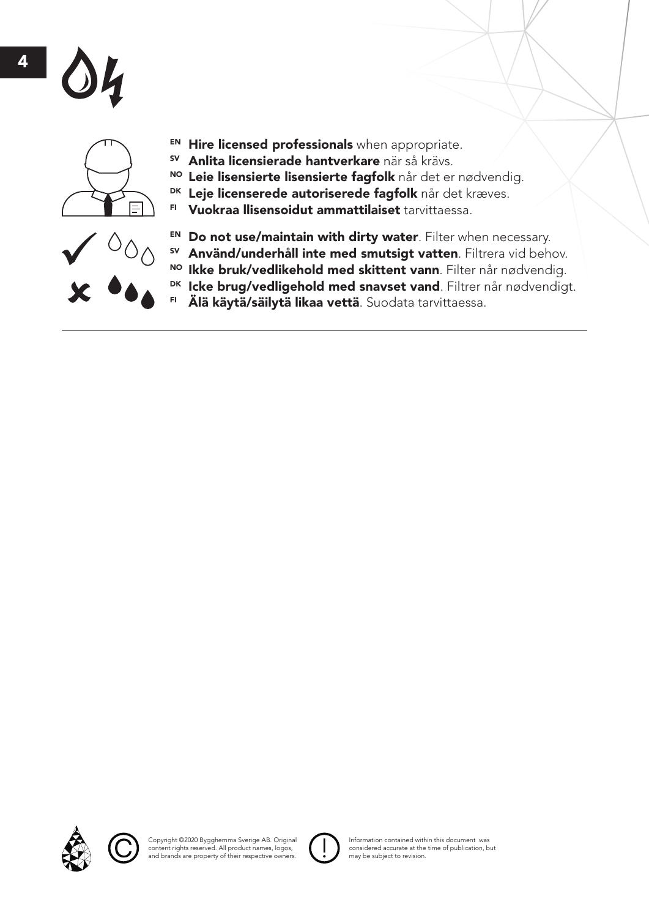**EN** **Hire licensed professionals** when appropriate.
**SV** **Anlita licensierade hantverkare** när så krävs.
**NO** **Leie lisensierte lisensierte fagfolk** når det er nødvendig.
**DK** **Leje licenserede autoriserede fagfolk** når det kræves.
**FI** **Vuokraa llisensoidut ammattilaiset** tarvittaessa.

**EN** **Do not use/maintain with dirty water**. Filter when necessary.
**SV** **Använd/underhåll inte med smutsigt vatten**. Filtrera vid behov.
**NO** **Ikke bruk/vedlikehold med skittent vann**. Filter når nødvendig.
**DK** **Icke brug/vedligehold med snavset vand**. Filtrer når nødvendigt.
**FI** **Älä käytä/säilytä likaa vettä**. Suodata tarvittaessa.

---

Copyright ©2020 Bygghemma Sverige AB. Original content rights reserved. All product names, logos, and brands are property of their respective owners.

Information contained within this document was considered accurate at the time of publication, but may be subject to revision.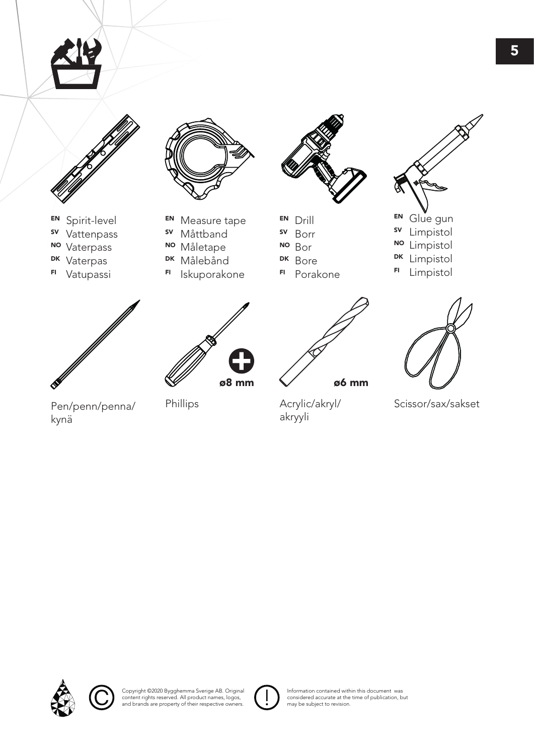**EN** Spirit-level
**SV** Vattenpass
**NO** Vaterpass
**DK** Vaterpas
**FI** Vatupassi

**EN** Measure tape
**SV** Måttband
**NO** Måletape
**DK** Målebånd
**FI** Iskuporakone

**EN** Drill
**SV** Borr
**NO** Bor
**DK** Bore
**FI** Porakone

**EN** Glue gun
**SV** Limpistol
**NO** Limpistol
**DK** Limpistol
**FI** Limpistol

Pen/penn/penna/kynä

Phillips **ø8 mm**

Acrylic/akryl/akryyli **ø6 mm**

Scissor/sax/sakset

Copyright ©2020 Bygghemma Sverige AB. Original content rights reserved. All product names, logos, and brands are property of their respective owners.

Information contained within this document was considered accurate at the time of publication, but may be subject to revision.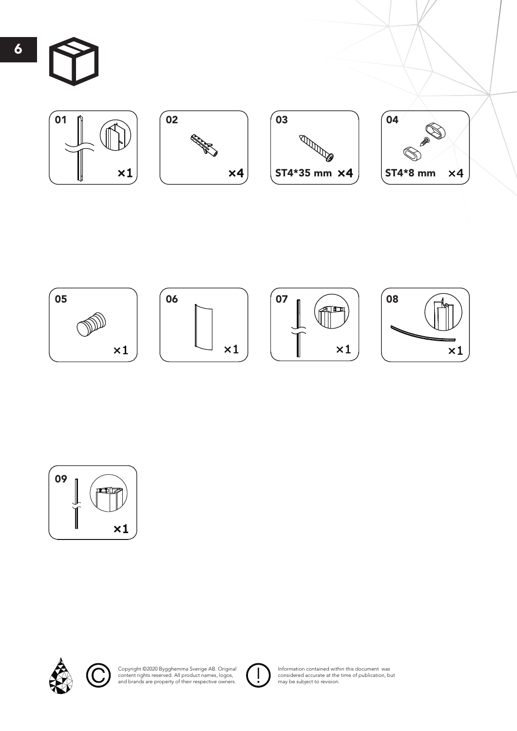01 ×1

02 ×4

03 ST4*35 mm ×4

04 ST4*8 mm ×4

05 ×1

06 ×1

07 ×1

08 ×1

09 ×1

Copyright ©2020 Bygghemma Sverige AB. Original content rights reserved. All product names, logos, and brands are property of their respective owners.

Information contained within this document was considered accurate at the time of publication, but may be subject to revision.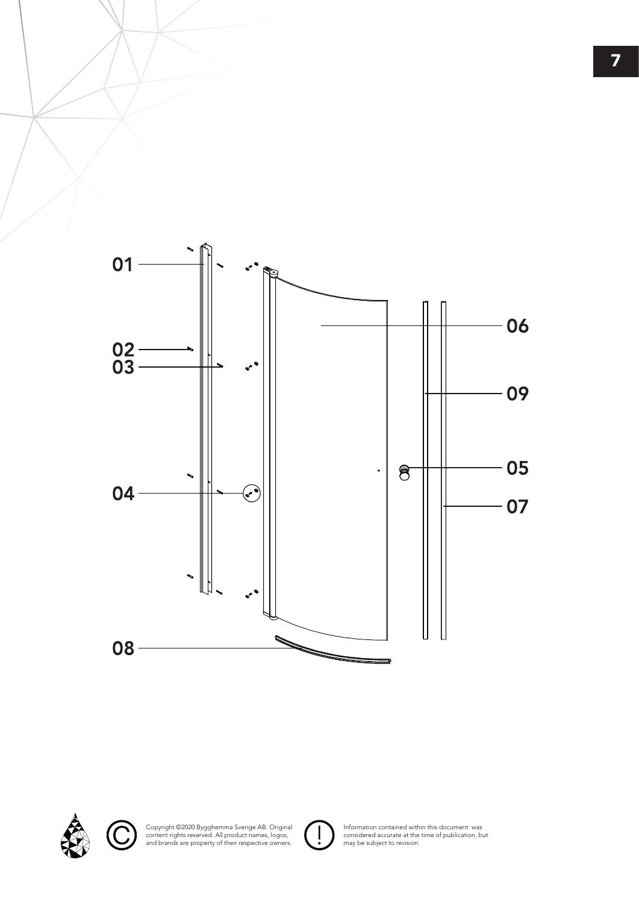01

02

03

04

06

09

05

07

08

Copyright ©2020 Bygghemma Sverige AB. Original content rights reserved. All product names, logos, and brands are property of their respective owners.

Information contained within this document was considered accurate at the time of publication, but may be subject to revision.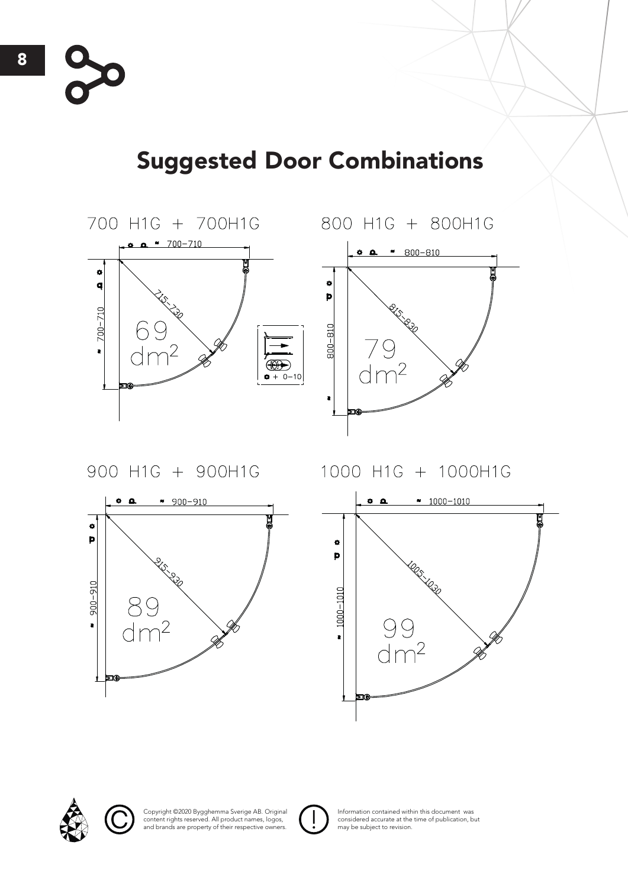# Suggested Door Combinations

700 H1G + 700H1G

≈ 700–710

715–730

69 dm²

≈ 700–710

+ 0–10

800 H1G + 800H1G

≈ 800–810

815–830

79 dm²

≈ 800–810

900 H1G + 900H1G

≈ 900–910

915–930

89 dm²

≈ 900–910

1000 H1G + 1000H1G

≈ 1000–1010

1005–1030

99 dm²

≈ 1000–1010

Copyright ©2020 Bygghemma Sverige AB. Original content rights reserved. All product names, logos, and brands are property of their respective owners.

Information contained within this document was considered accurate at the time of publication, but may be subject to revision.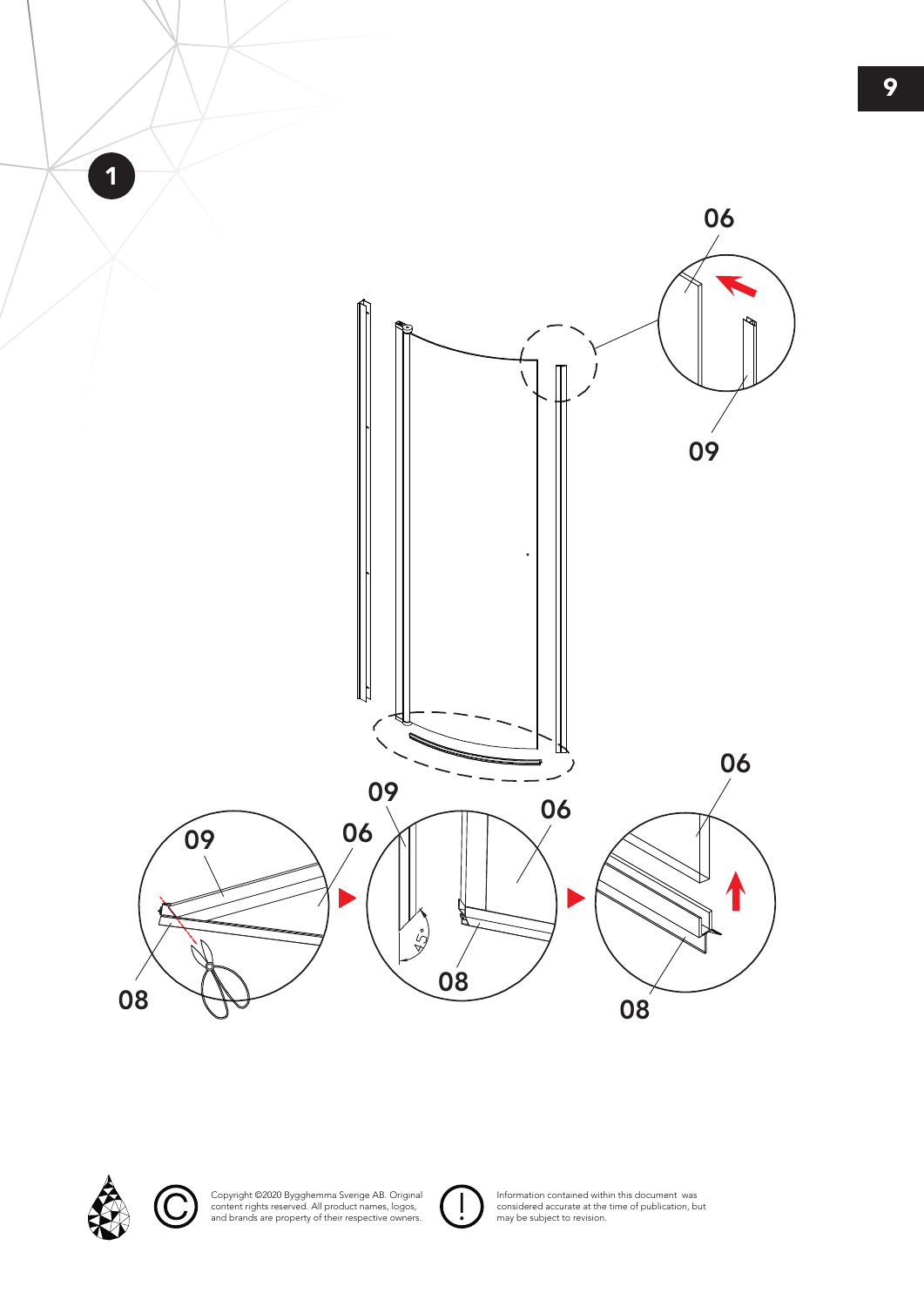1

06

09

09

06

06

06

09

45°

08

08

08

Copyright ©2020 Bygghemma Sverige AB. Original content rights reserved. All product names, logos, and brands are property of their respective owners.

Information contained within this document was considered accurate at the time of publication, but may be subject to revision.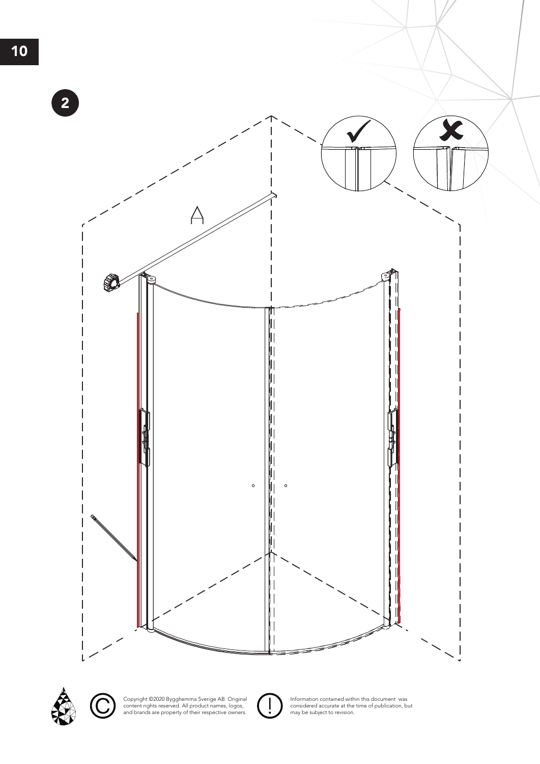2

Copyright ©2020 Bygghemma Sverige AB. Original content rights reserved. All product names, logos, and brands are property of their respective owners.

Information contained within this document was considered accurate at the time of publication, but may be subject to revision.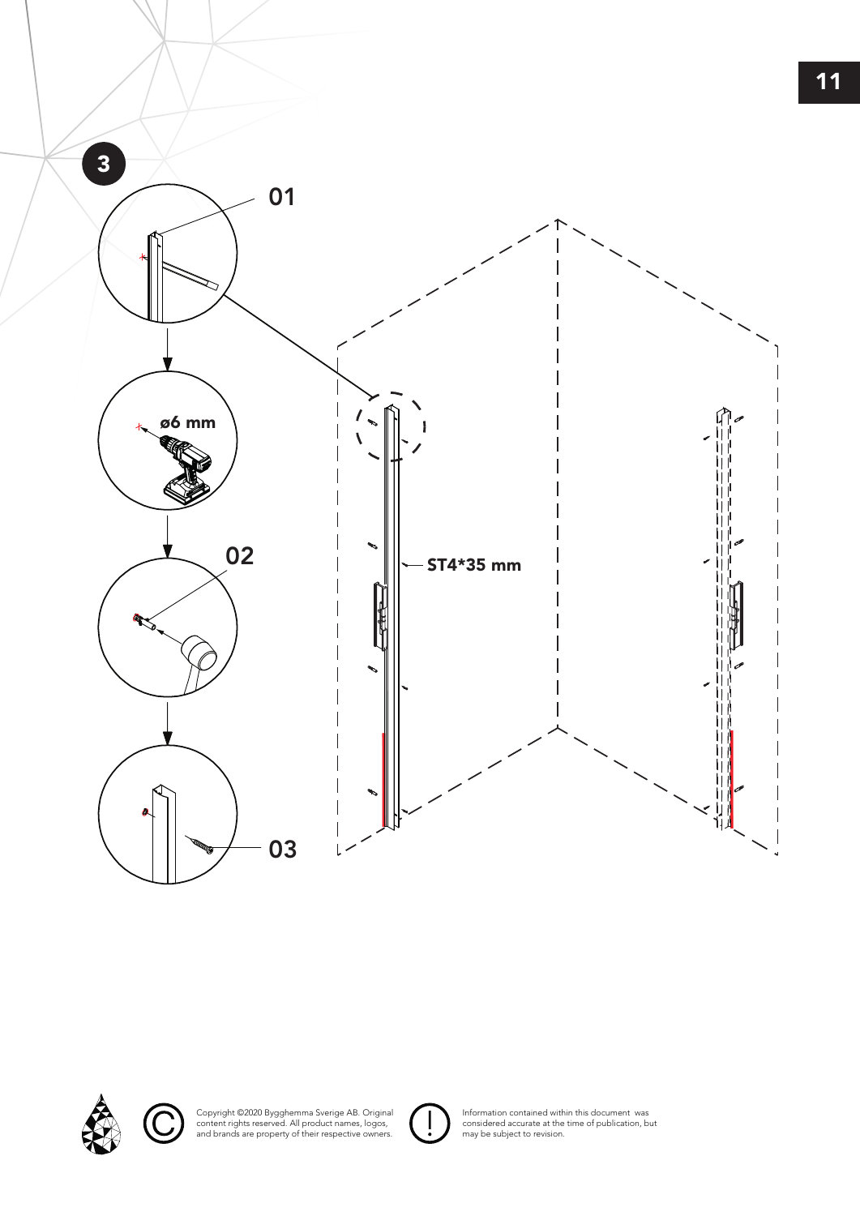3

01

ø6 mm

02

ST4*35 mm

03

Copyright ©2020 Bygghemma Sverige AB. Original content rights reserved. All product names, logos, and brands are property of their respective owners.

Information contained within this document was considered accurate at the time of publication, but may be subject to revision.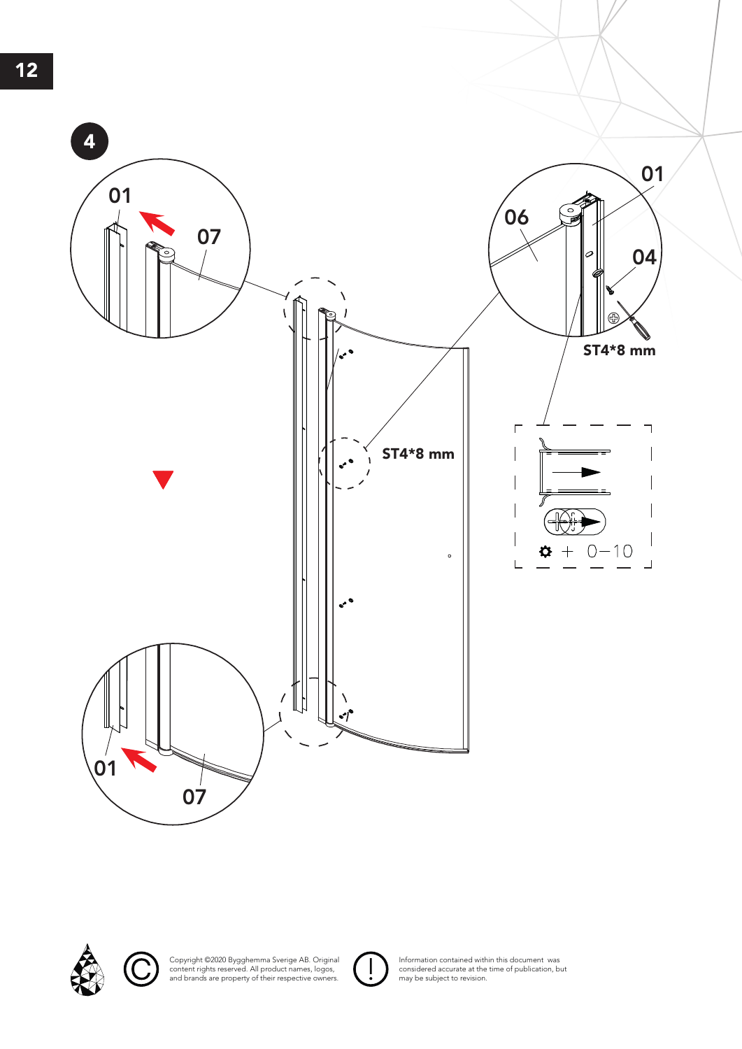4

01

07

06

01

04

ST4*8 mm

ST4*8 mm

+ 0–10

01

07

Copyright ©2020 Bygghemma Sverige AB. Original content rights reserved. All product names, logos, and brands are property of their respective owners.

Information contained within this document was considered accurate at the time of publication, but may be subject to revision.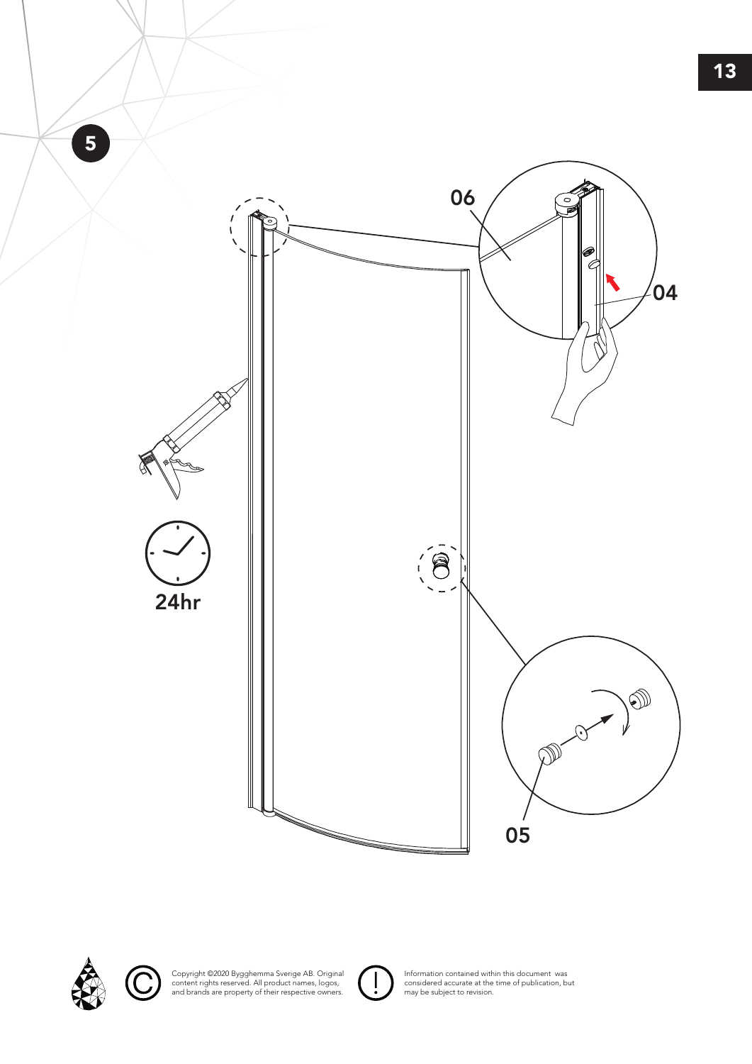5

06

04

24hr

05

Copyright ©2020 Bygghemma Sverige AB. Original content rights reserved. All product names, logos, and brands are property of their respective owners.

Information contained within this document was considered accurate at the time of publication, but may be subject to revision.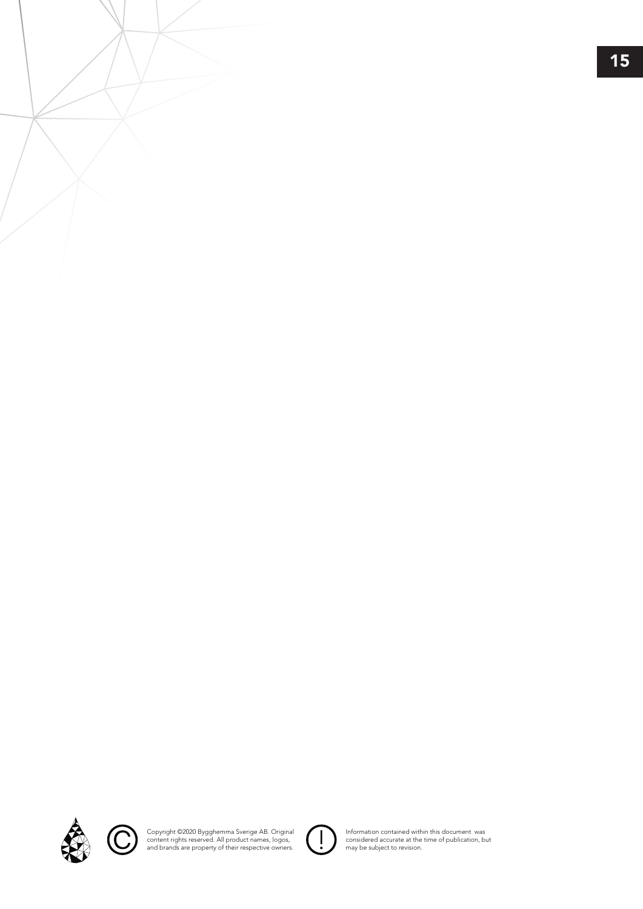Copyright ©2020 Bygghemma Sverige AB. Original content rights reserved. All product names, logos, and brands are property of their respective owners.

Information contained within this document was considered accurate at the time of publication, but may be subject to revision.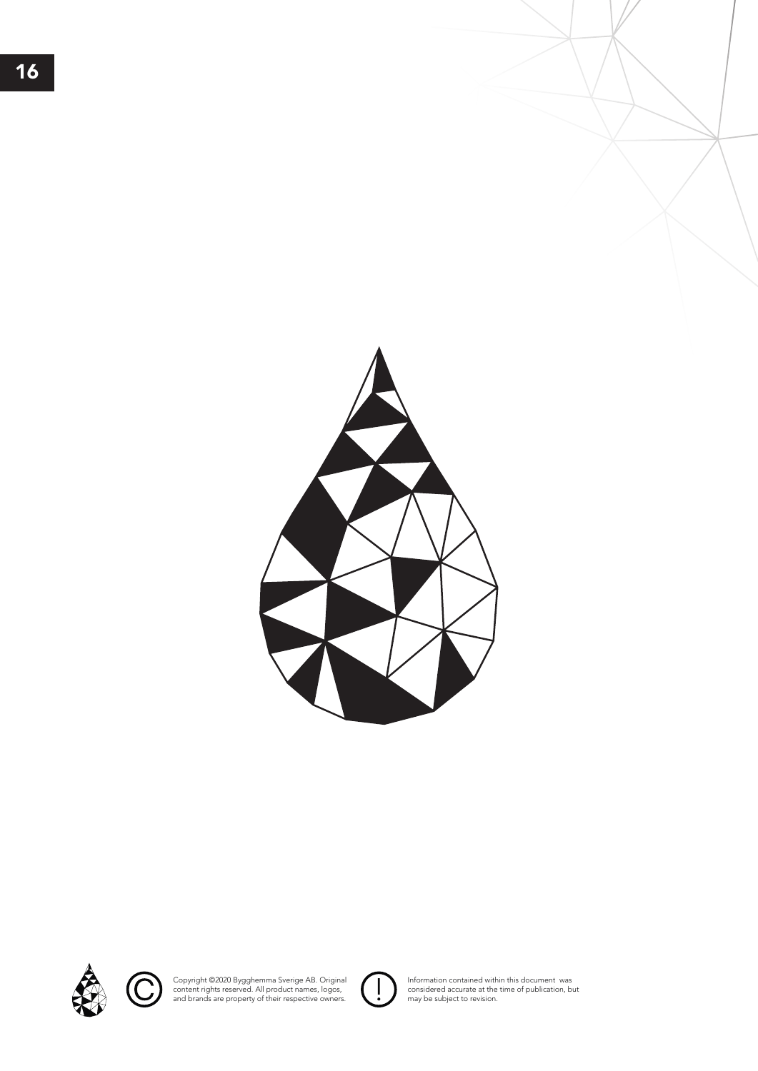Copyright ©2020 Bygghemma Sverige AB. Original content rights reserved. All product names, logos, and brands are property of their respective owners.

Information contained within this document was considered accurate at the time of publication, but may be subject to revision.